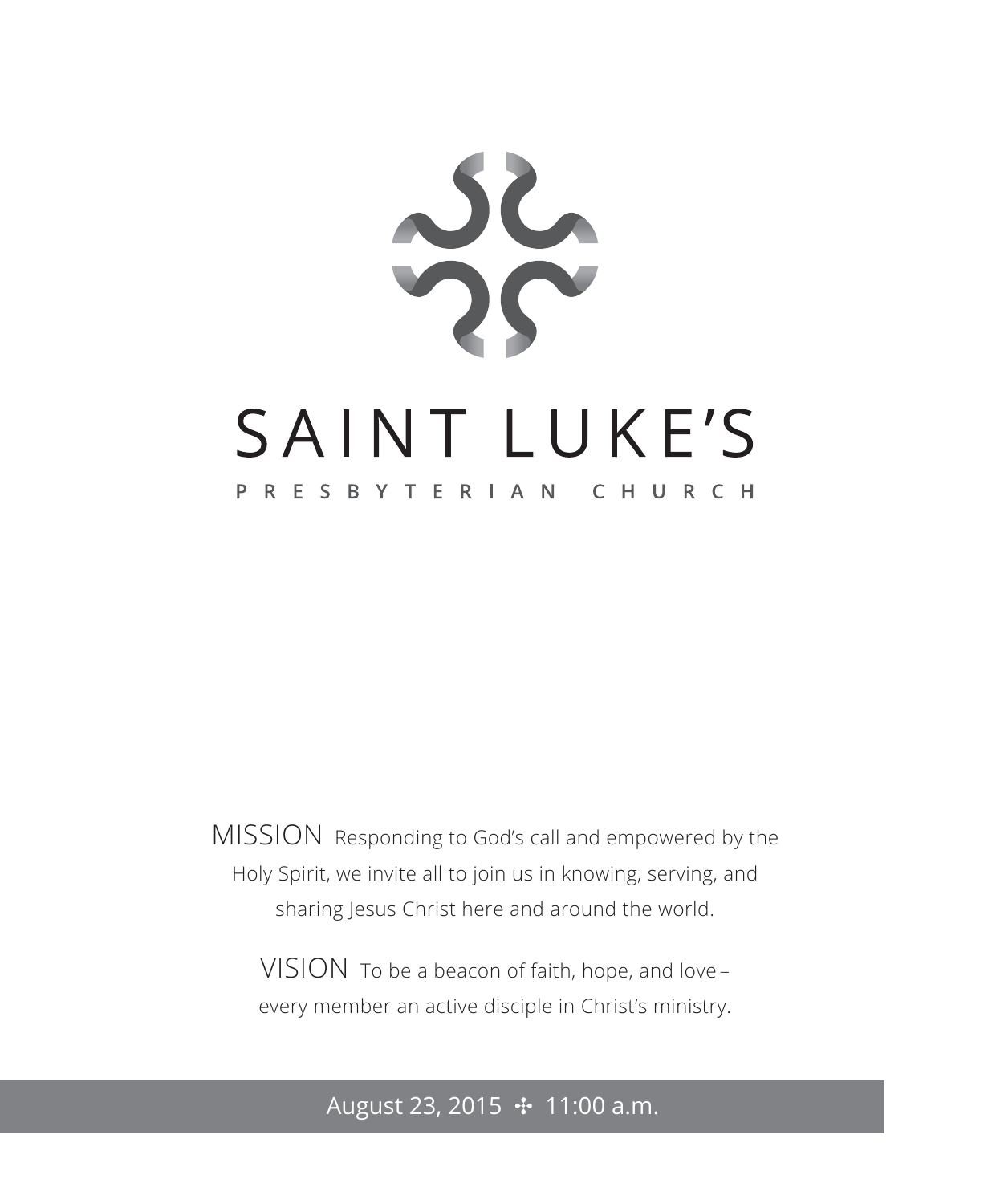# SAINT LUKE'S

## PRESBYTERIAN CHURCH

MISSION Responding to God's call and empowered by the Holy Spirit, we invite all to join us in knowing, serving, and sharing Jesus Christ here and around the world.

VISION To be a beacon of faith, hope, and love – every member an active disciple in Christ's ministry.

August 23, 2015 ✣ 11:00 a.m.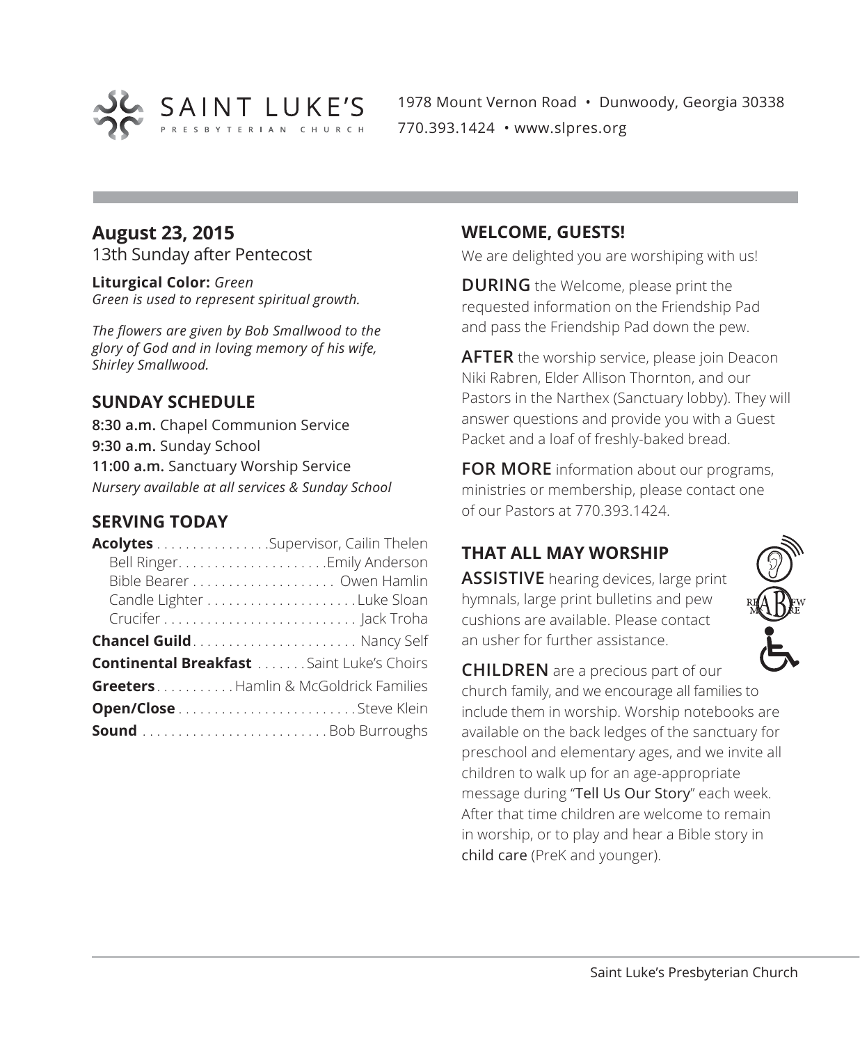SAINT LUKE'S PRESBYTERIAN CHURCH

1978 Mount Vernon Road • Dunwoody, Georgia 30338
770.393.1424 • www.slpres.org

## August 23, 2015

13th Sunday after Pentecost

**Liturgical Color:** *Green*
*Green is used to represent spiritual growth.*

*The flowers are given by Bob Smallwood to the glory of God and in loving memory of his wife, Shirley Smallwood.*

## SUNDAY SCHEDULE

**8:30 a.m.** Chapel Communion Service
**9:30 a.m.** Sunday School
**11:00 a.m.** Sanctuary Worship Service
*Nursery available at all services & Sunday School*

## SERVING TODAY

**Acolytes** . . . . . . . . . . . . . . . .Supervisor, Cailin Thelen
Bell Ringer. . . . . . . . . . . . . . . . . . . . .Emily Anderson
Bible Bearer . . . . . . . . . . . . . . . . . . . . Owen Hamlin
Candle Lighter . . . . . . . . . . . . . . . . . . . . .Luke Sloan
Crucifer . . . . . . . . . . . . . . . . . . . . . . . . . . . Jack Troha

**Chancel Guild**. . . . . . . . . . . . . . . . . . . . . . . Nancy Self

**Continental Breakfast** . . . . . . . Saint Luke's Choirs

**Greeters**. . . . . . . . . . . Hamlin & McGoldrick Families

**Open/Close** . . . . . . . . . . . . . . . . . . . . . . . . .Steve Klein

**Sound** . . . . . . . . . . . . . . . . . . . . . . . . . . Bob Burroughs

## WELCOME, GUESTS!

We are delighted you are worshiping with us!

**DURING** the Welcome, please print the requested information on the Friendship Pad and pass the Friendship Pad down the pew.

**AFTER** the worship service, please join Deacon Niki Rabren, Elder Allison Thornton, and our Pastors in the Narthex (Sanctuary lobby). They will answer questions and provide you with a Guest Packet and a loaf of freshly-baked bread.

**FOR MORE** information about our programs, ministries or membership, please contact one of our Pastors at 770.393.1424.

## THAT ALL MAY WORSHIP

**ASSISTIVE** hearing devices, large print hymnals, large print bulletins and pew cushions are available. Please contact an usher for further assistance.

**CHILDREN** are a precious part of our church family, and we encourage all families to include them in worship. Worship notebooks are available on the back ledges of the sanctuary for preschool and elementary ages, and we invite all children to walk up for an age-appropriate message during "Tell Us Our Story" each week. After that time children are welcome to remain in worship, or to play and hear a Bible story in child care (PreK and younger).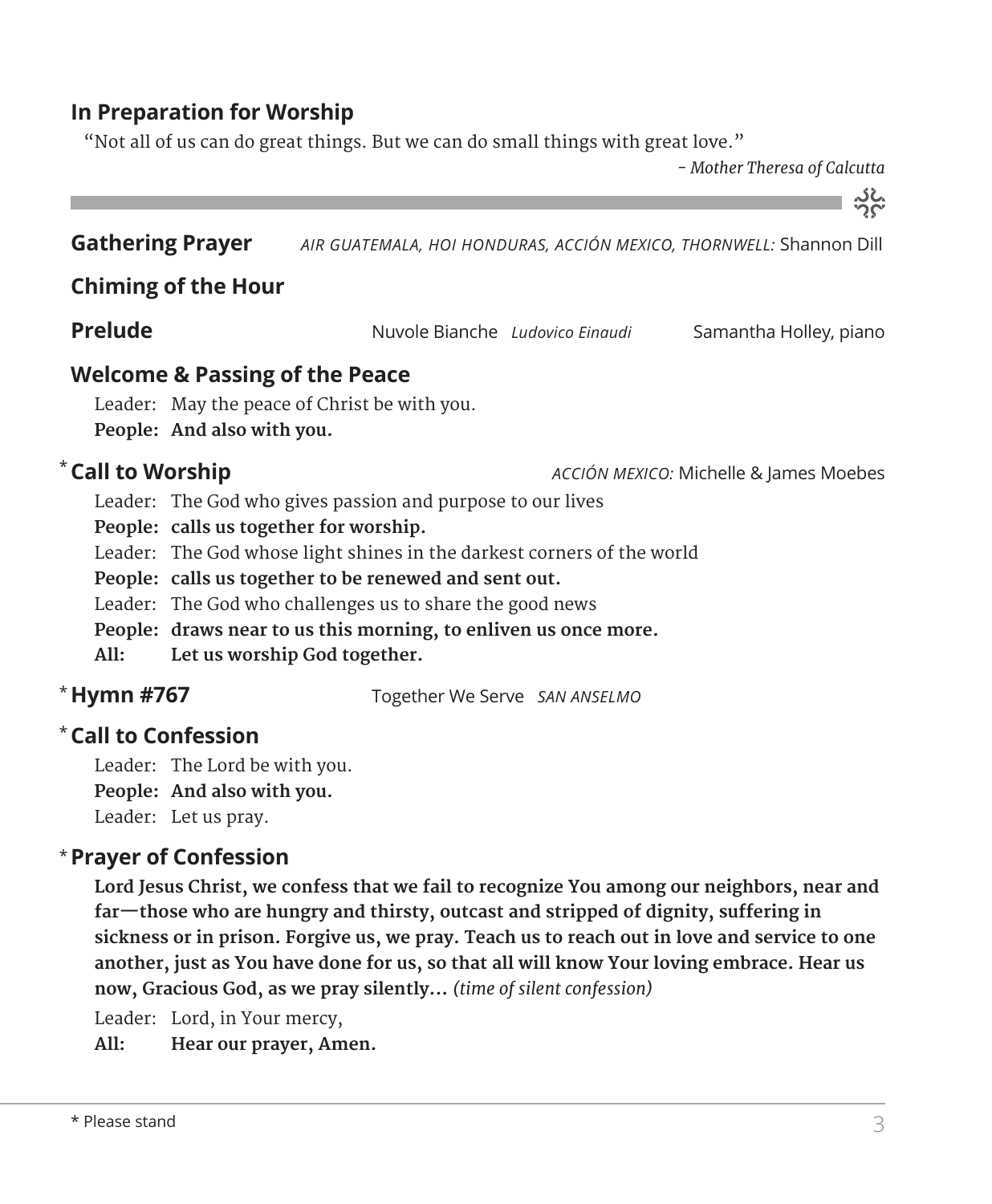## In Preparation for Worship

"Not all of us can do great things. But we can do small things with great love."

*- Mother Theresa of Calcutta*

---

## Gathering Prayer

*AIR GUATEMALA, HOI HONDURAS, ACCIÓN MEXICO, THORNWELL:* Shannon Dill

## Chiming of the Hour

## Prelude

Nuvole Bianche *Ludovico Einaudi* — Samantha Holley, piano

## Welcome & Passing of the Peace

Leader: May the peace of Christ be with you.
**People: And also with you.**

## * Call to Worship

*ACCIÓN MEXICO:* Michelle & James Moebes

Leader: The God who gives passion and purpose to our lives
**People: calls us together for worship.**
Leader: The God whose light shines in the darkest corners of the world
**People: calls us together to be renewed and sent out.**
Leader: The God who challenges us to share the good news
**People: draws near to us this morning, to enliven us once more.**
**All: Let us worship God together.**

## * Hymn #767

Together We Serve *SAN ANSELMO*

## * Call to Confession

Leader: The Lord be with you.
**People: And also with you.**
Leader: Let us pray.

## * Prayer of Confession

**Lord Jesus Christ, we confess that we fail to recognize You among our neighbors, near and far—those who are hungry and thirsty, outcast and stripped of dignity, suffering in sickness or in prison. Forgive us, we pray. Teach us to reach out in love and service to one another, just as You have done for us, so that all will know Your loving embrace. Hear us now, Gracious God, as we pray silently...** *(time of silent confession)*

Leader: Lord, in Your mercy,
**All: Hear our prayer, Amen.**

---

* Please stand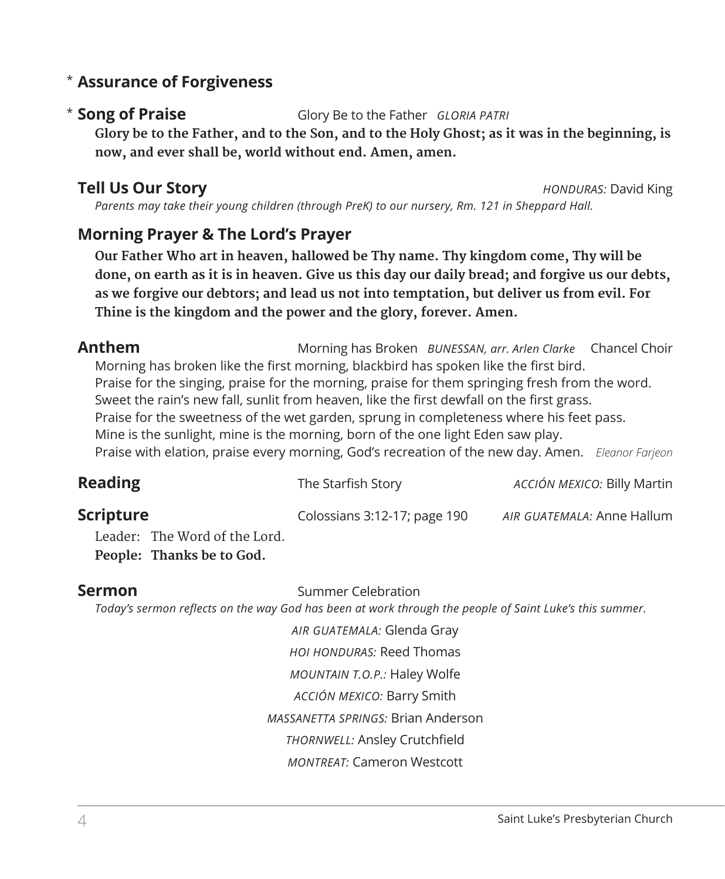\* **Assurance of Forgiveness**

\* **Song of Praise** Glory Be to the Father *GLORIA PATRI*

**Glory be to the Father, and to the Son, and to the Holy Ghost; as it was in the beginning, is now, and ever shall be, world without end. Amen, amen.**

**Tell Us Our Story** *HONDURAS:* David King

*Parents may take their young children (through PreK) to our nursery, Rm. 121 in Sheppard Hall.*

**Morning Prayer & The Lord's Prayer**

**Our Father Who art in heaven, hallowed be Thy name. Thy kingdom come, Thy will be done, on earth as it is in heaven. Give us this day our daily bread; and forgive us our debts, as we forgive our debtors; and lead us not into temptation, but deliver us from evil. For Thine is the kingdom and the power and the glory, forever. Amen.**

**Anthem** Morning has Broken *BUNESSAN, arr. Arlen Clarke* Chancel Choir

Morning has broken like the first morning, blackbird has spoken like the first bird.
Praise for the singing, praise for the morning, praise for them springing fresh from the word.
Sweet the rain's new fall, sunlit from heaven, like the first dewfall on the first grass.
Praise for the sweetness of the wet garden, sprung in completeness where his feet pass.
Mine is the sunlight, mine is the morning, born of the one light Eden saw play.
Praise with elation, praise every morning, God's recreation of the new day. Amen. *Eleanor Farjeon*

**Reading** The Starfish Story *ACCIÓN MEXICO:* Billy Martin

**Scripture** Colossians 3:12-17; page 190 *AIR GUATEMALA:* Anne Hallum

Leader: The Word of the Lord.
**People: Thanks be to God.**

**Sermon** Summer Celebration

*Today's sermon reflects on the way God has been at work through the people of Saint Luke's this summer.*

*AIR GUATEMALA:* Glenda Gray
*HOI HONDURAS:* Reed Thomas
*MOUNTAIN T.O.P.:* Haley Wolfe
*ACCIÓN MEXICO:* Barry Smith
*MASSANETTA SPRINGS:* Brian Anderson
*THORNWELL:* Ansley Crutchfield
*MONTREAT:* Cameron Westcott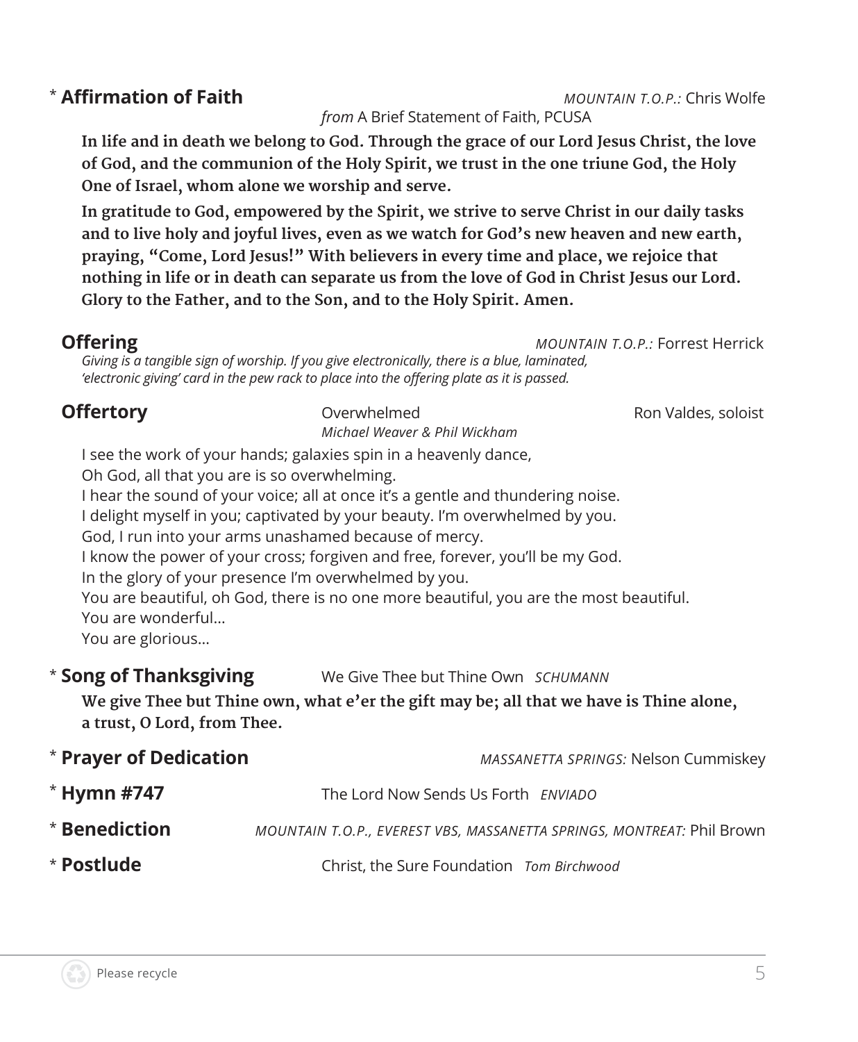\* **Affirmation of Faith** *MOUNTAIN T.O.P.:* Chris Wolfe
*from* A Brief Statement of Faith, PCUSA

**In life and in death we belong to God. Through the grace of our Lord Jesus Christ, the love of God, and the communion of the Holy Spirit, we trust in the one triune God, the Holy One of Israel, whom alone we worship and serve.**

**In gratitude to God, empowered by the Spirit, we strive to serve Christ in our daily tasks and to live holy and joyful lives, even as we watch for God's new heaven and new earth, praying, "Come, Lord Jesus!" With believers in every time and place, we rejoice that nothing in life or in death can separate us from the love of God in Christ Jesus our Lord. Glory to the Father, and to the Son, and to the Holy Spirit. Amen.**

**Offering** *MOUNTAIN T.O.P.:* Forrest Herrick
*Giving is a tangible sign of worship. If you give electronically, there is a blue, laminated, 'electronic giving' card in the pew rack to place into the offering plate as it is passed.*

**Offertory** Overwhelmed Ron Valdes, soloist
*Michael Weaver & Phil Wickham*

I see the work of your hands; galaxies spin in a heavenly dance,
Oh God, all that you are is so overwhelming.
I hear the sound of your voice; all at once it's a gentle and thundering noise.
I delight myself in you; captivated by your beauty. I'm overwhelmed by you.
God, I run into your arms unashamed because of mercy.
I know the power of your cross; forgiven and free, forever, you'll be my God.
In the glory of your presence I'm overwhelmed by you.
You are beautiful, oh God, there is no one more beautiful, you are the most beautiful.
You are wonderful...
You are glorious...

\* **Song of Thanksgiving** We Give Thee but Thine Own *SCHUMANN*

**We give Thee but Thine own, what e'er the gift may be; all that we have is Thine alone, a trust, O Lord, from Thee.**

\* **Prayer of Dedication** *MASSANETTA SPRINGS:* Nelson Cummiskey

\* **Hymn #747** The Lord Now Sends Us Forth *ENVIADO*

\* **Benediction** *MOUNTAIN T.O.P., EVEREST VBS, MASSANETTA SPRINGS, MONTREAT:* Phil Brown

\* **Postlude** Christ, the Sure Foundation *Tom Birchwood*

Please recycle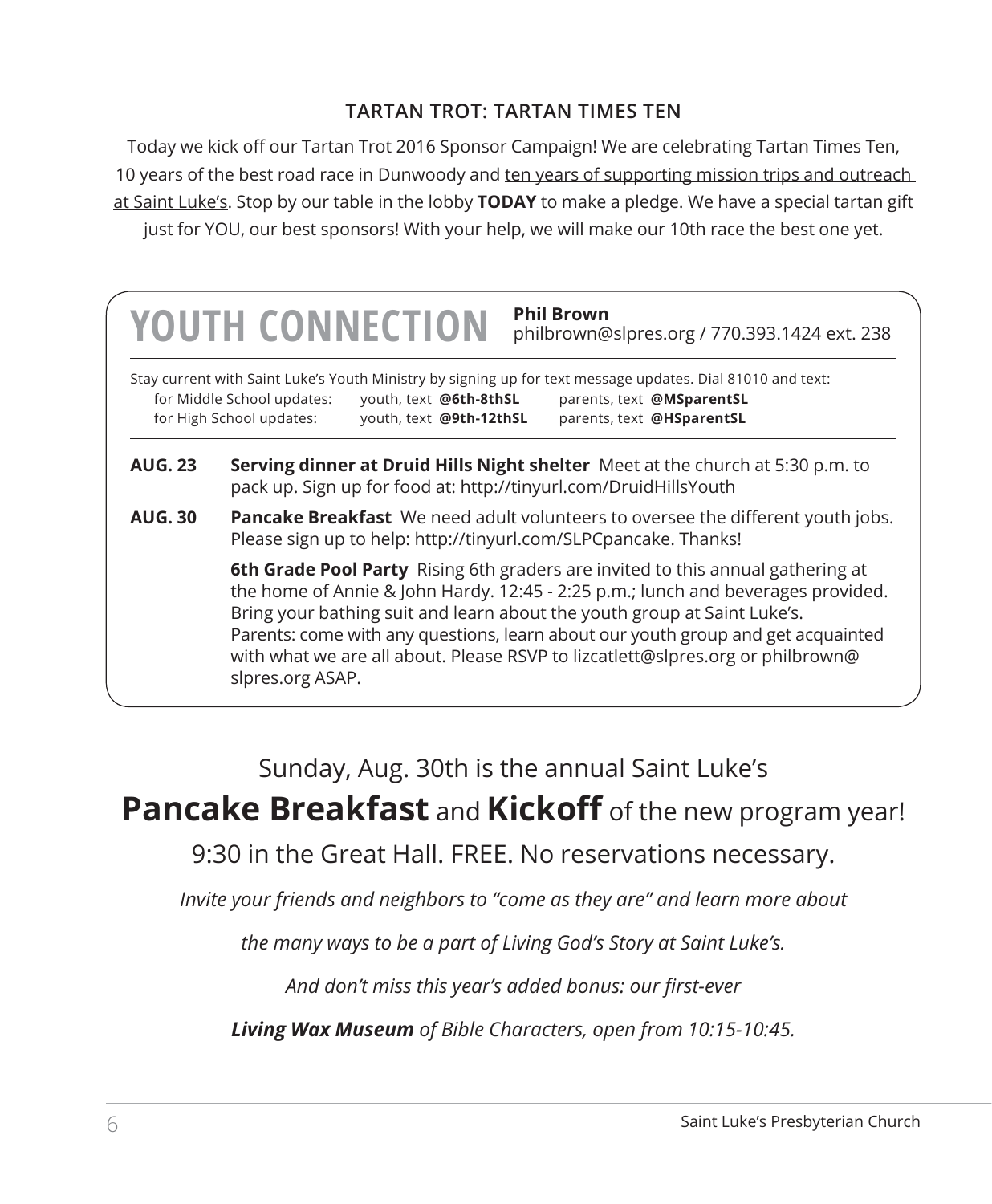### TARTAN TROT: TARTAN TIMES TEN

Today we kick off our Tartan Trot 2016 Sponsor Campaign! We are celebrating Tartan Times Ten, 10 years of the best road race in Dunwoody and <u>ten years of supporting mission trips and outreach at Saint Luke's</u>. Stop by our table in the lobby **TODAY** to make a pledge. We have a special tartan gift just for YOU, our best sponsors! With your help, we will make our 10th race the best one yet.

## YOUTH CONNECTION

**Phil Brown**
philbrown@slpres.org / 770.393.1424 ext. 238

Stay current with Saint Luke's Youth Ministry by signing up for text message updates. Dial 81010 and text:

| | | |
|---|---|---|
| for Middle School updates: | youth, text **@6th-8thSL** | parents, text **@MSparentSL** |
| for High School updates: | youth, text **@9th-12thSL** | parents, text **@HSparentSL** |

**AUG. 23** — **Serving dinner at Druid Hills Night shelter** Meet at the church at 5:30 p.m. to pack up. Sign up for food at: http://tinyurl.com/DruidHillsYouth

**AUG. 30** — **Pancake Breakfast** We need adult volunteers to oversee the different youth jobs. Please sign up to help: http://tinyurl.com/SLPCpancake. Thanks!

**6th Grade Pool Party** Rising 6th graders are invited to this annual gathering at the home of Annie & John Hardy. 12:45 - 2:25 p.m.; lunch and beverages provided. Bring your bathing suit and learn about the youth group at Saint Luke's. Parents: come with any questions, learn about our youth group and get acquainted with what we are all about. Please RSVP to lizcatlett@slpres.org or philbrown@slpres.org ASAP.

Sunday, Aug. 30th is the annual Saint Luke's

**Pancake Breakfast** and **Kickoff** of the new program year!

9:30 in the Great Hall. FREE. No reservations necessary.

*Invite your friends and neighbors to "come as they are" and learn more about*

*the many ways to be a part of Living God's Story at Saint Luke's.*

*And don't miss this year's added bonus: our first-ever*

***Living Wax Museum** of Bible Characters, open from 10:15-10:45.*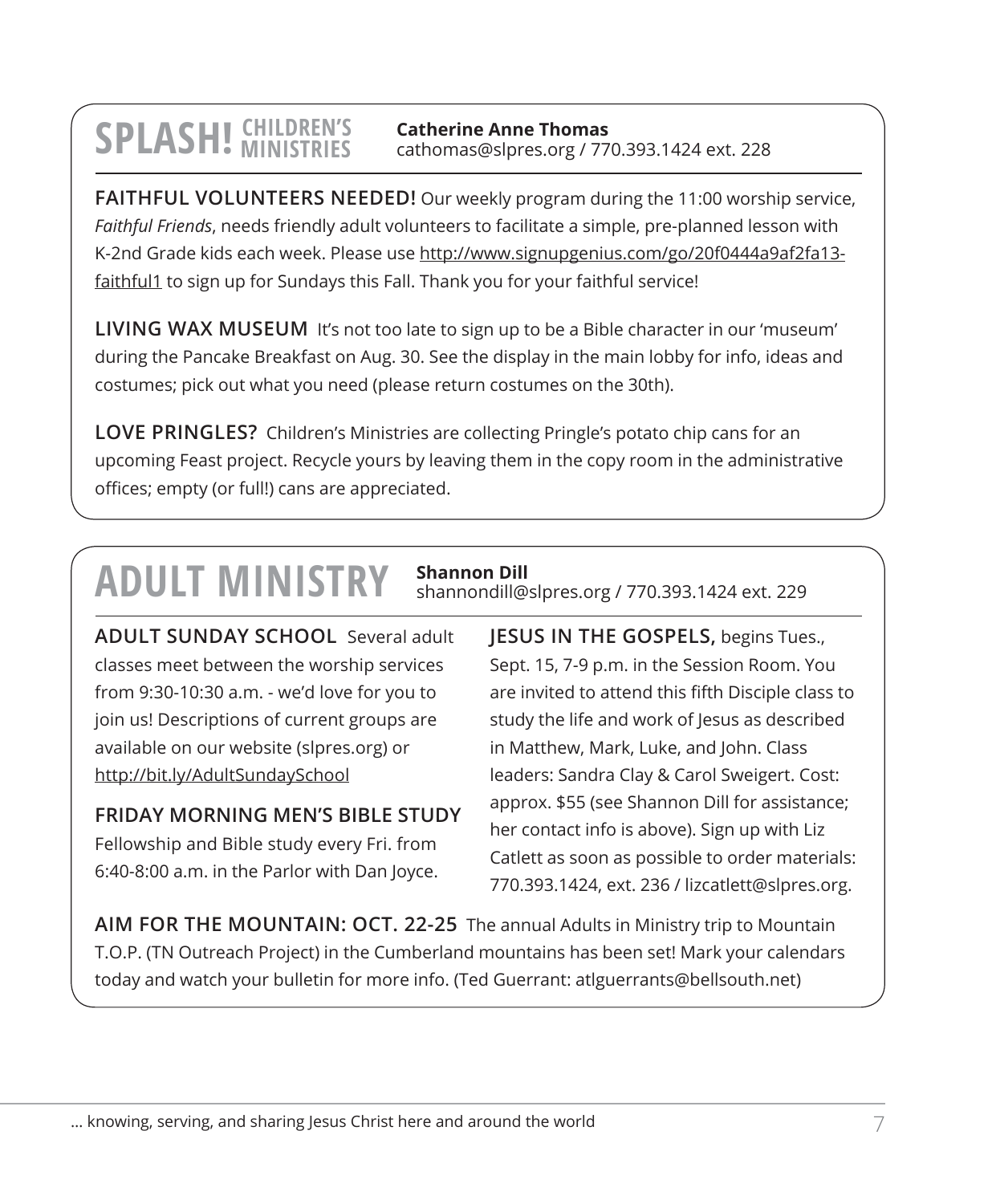## SPLASH! CHILDREN'S MINISTRIES

**Catherine Anne Thomas**
cathomas@slpres.org / 770.393.1424 ext. 228

**FAITHFUL VOLUNTEERS NEEDED!** Our weekly program during the 11:00 worship service, *Faithful Friends*, needs friendly adult volunteers to facilitate a simple, pre-planned lesson with K-2nd Grade kids each week. Please use http://www.signupgenius.com/go/20f0444a9af2fa13-faithful1 to sign up for Sundays this Fall. Thank you for your faithful service!

**LIVING WAX MUSEUM** It's not too late to sign up to be a Bible character in our 'museum' during the Pancake Breakfast on Aug. 30. See the display in the main lobby for info, ideas and costumes; pick out what you need (please return costumes on the 30th).

**LOVE PRINGLES?** Children's Ministries are collecting Pringle's potato chip cans for an upcoming Feast project. Recycle yours by leaving them in the copy room in the administrative offices; empty (or full!) cans are appreciated.

## ADULT MINISTRY

**Shannon Dill**
shannondill@slpres.org / 770.393.1424 ext. 229

**ADULT SUNDAY SCHOOL** Several adult classes meet between the worship services from 9:30-10:30 a.m. - we'd love for you to join us! Descriptions of current groups are available on our website (slpres.org) or http://bit.ly/AdultSundaySchool

**FRIDAY MORNING MEN'S BIBLE STUDY**
Fellowship and Bible study every Fri. from 6:40-8:00 a.m. in the Parlor with Dan Joyce.

**JESUS IN THE GOSPELS,** begins Tues., Sept. 15, 7-9 p.m. in the Session Room. You are invited to attend this fifth Disciple class to study the life and work of Jesus as described in Matthew, Mark, Luke, and John. Class leaders: Sandra Clay & Carol Sweigert. Cost: approx. $55 (see Shannon Dill for assistance; her contact info is above). Sign up with Liz Catlett as soon as possible to order materials: 770.393.1424, ext. 236 / lizcatlett@slpres.org.

**AIM FOR THE MOUNTAIN: OCT. 22-25** The annual Adults in Ministry trip to Mountain T.O.P. (TN Outreach Project) in the Cumberland mountains has been set! Mark your calendars today and watch your bulletin for more info. (Ted Guerrant: atlguerrants@bellsouth.net)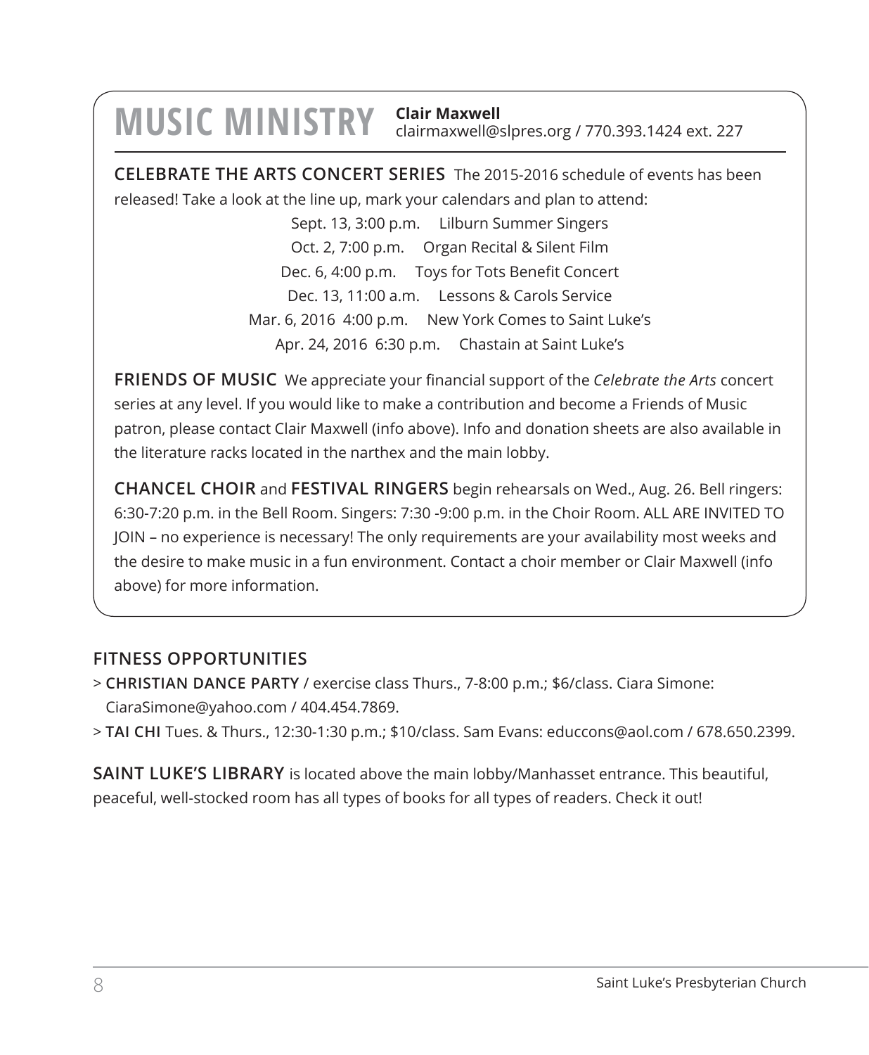# MUSIC MINISTRY

**Clair Maxwell**
clairmaxwell@slpres.org / 770.393.1424 ext. 227

**CELEBRATE THE ARTS CONCERT SERIES** The 2015-2016 schedule of events has been released! Take a look at the line up, mark your calendars and plan to attend:

Sept. 13, 3:00 p.m. Lilburn Summer Singers
Oct. 2, 7:00 p.m. Organ Recital & Silent Film
Dec. 6, 4:00 p.m. Toys for Tots Benefit Concert
Dec. 13, 11:00 a.m. Lessons & Carols Service
Mar. 6, 2016 4:00 p.m. New York Comes to Saint Luke's
Apr. 24, 2016 6:30 p.m. Chastain at Saint Luke's

**FRIENDS OF MUSIC** We appreciate your financial support of the *Celebrate the Arts* concert series at any level. If you would like to make a contribution and become a Friends of Music patron, please contact Clair Maxwell (info above). Info and donation sheets are also available in the literature racks located in the narthex and the main lobby.

**CHANCEL CHOIR** and **FESTIVAL RINGERS** begin rehearsals on Wed., Aug. 26. Bell ringers: 6:30-7:20 p.m. in the Bell Room. Singers: 7:30 -9:00 p.m. in the Choir Room. ALL ARE INVITED TO JOIN – no experience is necessary! The only requirements are your availability most weeks and the desire to make music in a fun environment. Contact a choir member or Clair Maxwell (info above) for more information.

## FITNESS OPPORTUNITIES

> **CHRISTIAN DANCE PARTY** / exercise class Thurs., 7-8:00 p.m.; $6/class. Ciara Simone: CiaraSimone@yahoo.com / 404.454.7869.

> **TAI CHI** Tues. & Thurs., 12:30-1:30 p.m.; $10/class. Sam Evans: educcons@aol.com / 678.650.2399.

**SAINT LUKE'S LIBRARY** is located above the main lobby/Manhasset entrance. This beautiful, peaceful, well-stocked room has all types of books for all types of readers. Check it out!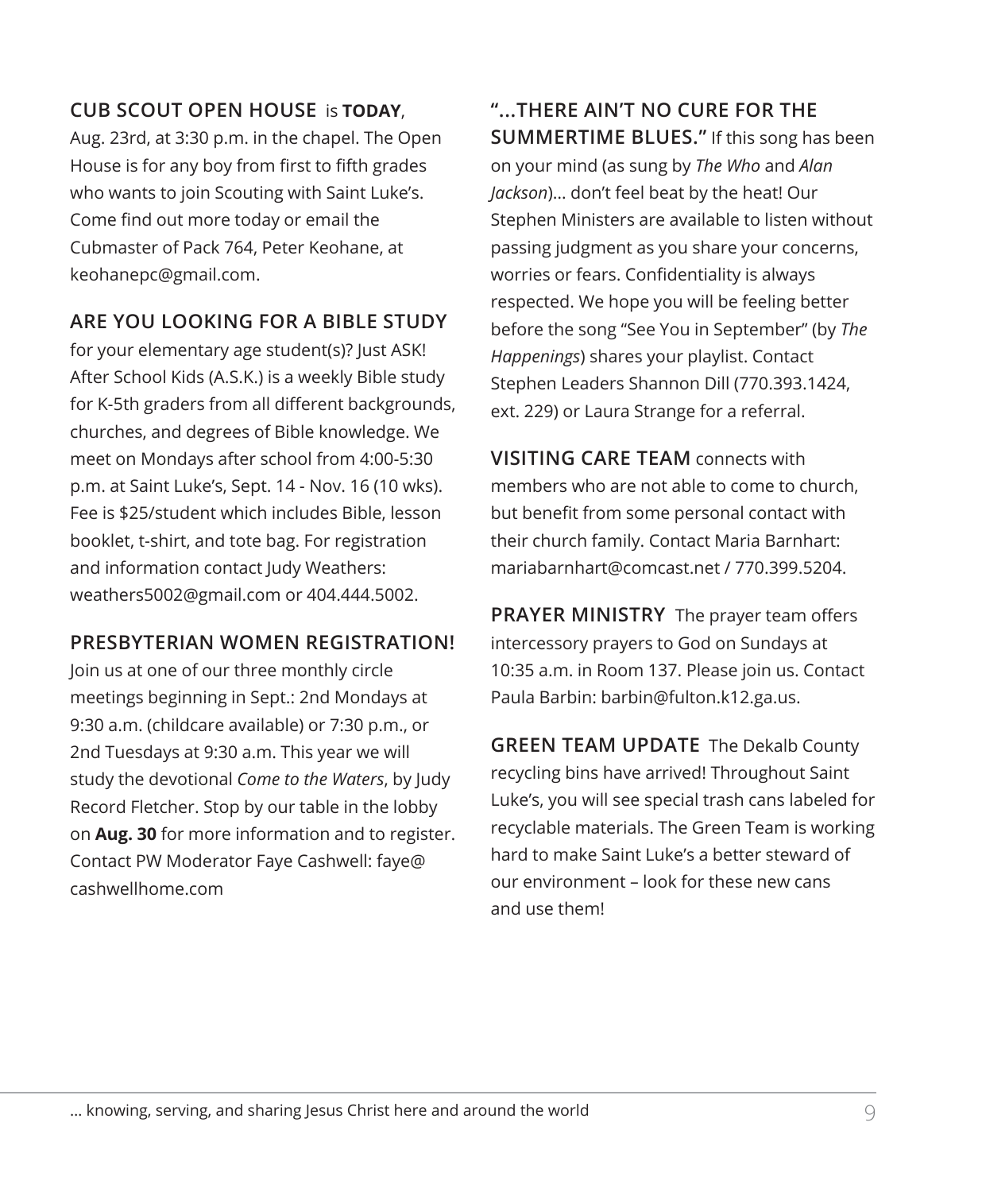**CUB SCOUT OPEN HOUSE** is **TODAY**, Aug. 23rd, at 3:30 p.m. in the chapel. The Open House is for any boy from first to fifth grades who wants to join Scouting with Saint Luke's. Come find out more today or email the Cubmaster of Pack 764, Peter Keohane, at keohanepc@gmail.com.

**ARE YOU LOOKING FOR A BIBLE STUDY** for your elementary age student(s)? Just ASK! After School Kids (A.S.K.) is a weekly Bible study for K-5th graders from all different backgrounds, churches, and degrees of Bible knowledge. We meet on Mondays after school from 4:00-5:30 p.m. at Saint Luke's, Sept. 14 - Nov. 16 (10 wks). Fee is $25/student which includes Bible, lesson booklet, t-shirt, and tote bag. For registration and information contact Judy Weathers: weathers5002@gmail.com or 404.444.5002.

**PRESBYTERIAN WOMEN REGISTRATION!** Join us at one of our three monthly circle meetings beginning in Sept.: 2nd Mondays at 9:30 a.m. (childcare available) or 7:30 p.m., or 2nd Tuesdays at 9:30 a.m. This year we will study the devotional *Come to the Waters*, by Judy Record Fletcher. Stop by our table in the lobby on **Aug. 30** for more information and to register. Contact PW Moderator Faye Cashwell: faye@cashwellhome.com

**"...THERE AIN'T NO CURE FOR THE SUMMERTIME BLUES."** If this song has been on your mind (as sung by *The Who* and *Alan Jackson*)... don't feel beat by the heat! Our Stephen Ministers are available to listen without passing judgment as you share your concerns, worries or fears. Confidentiality is always respected. We hope you will be feeling better before the song "See You in September" (by *The Happenings*) shares your playlist. Contact Stephen Leaders Shannon Dill (770.393.1424, ext. 229) or Laura Strange for a referral.

**VISITING CARE TEAM** connects with members who are not able to come to church, but benefit from some personal contact with their church family. Contact Maria Barnhart: mariabarnhart@comcast.net / 770.399.5204.

**PRAYER MINISTRY** The prayer team offers intercessory prayers to God on Sundays at 10:35 a.m. in Room 137. Please join us. Contact Paula Barbin: barbin@fulton.k12.ga.us.

**GREEN TEAM UPDATE** The Dekalb County recycling bins have arrived! Throughout Saint Luke's, you will see special trash cans labeled for recyclable materials. The Green Team is working hard to make Saint Luke's a better steward of our environment – look for these new cans and use them!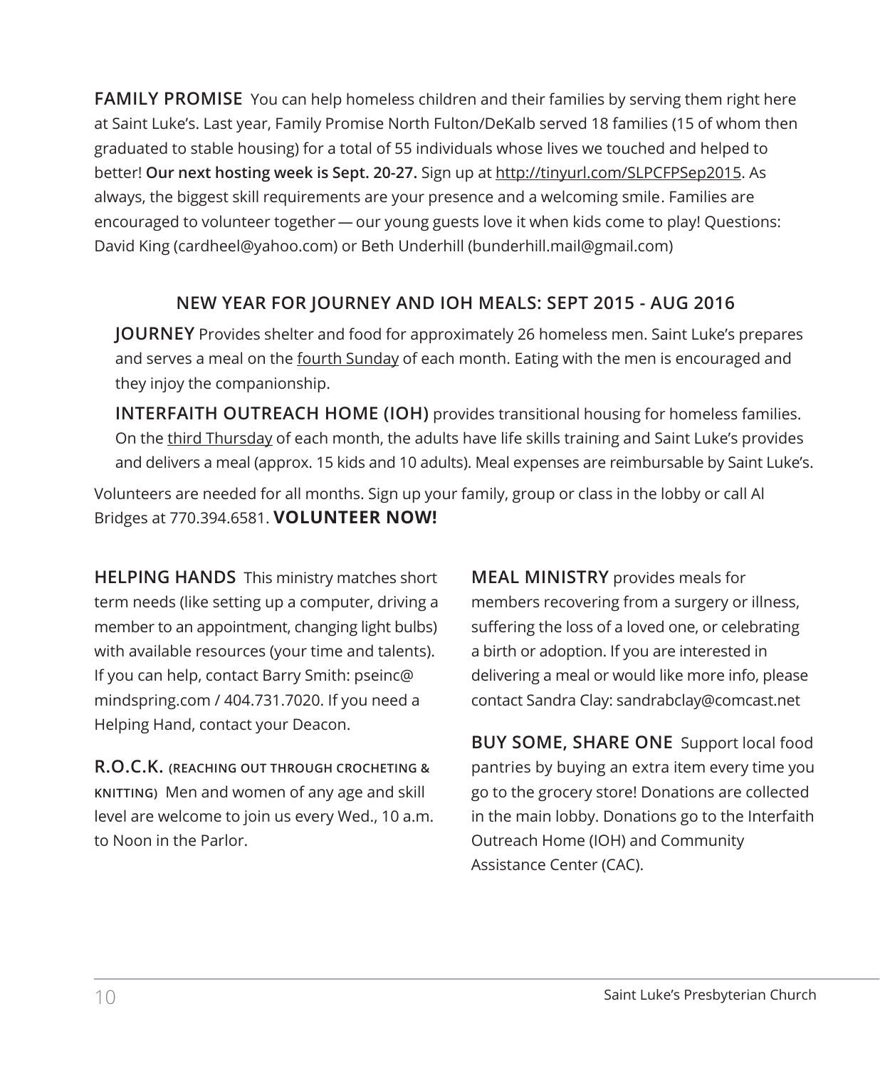**FAMILY PROMISE** You can help homeless children and their families by serving them right here at Saint Luke's. Last year, Family Promise North Fulton/DeKalb served 18 families (15 of whom then graduated to stable housing) for a total of 55 individuals whose lives we touched and helped to better! **Our next hosting week is Sept. 20-27.** Sign up at http://tinyurl.com/SLPCFPSep2015. As always, the biggest skill requirements are your presence and a welcoming smile. Families are encouraged to volunteer together — our young guests love it when kids come to play! Questions: David King (cardheel@yahoo.com) or Beth Underhill (bunderhill.mail@gmail.com)

## NEW YEAR FOR JOURNEY AND IOH MEALS: SEPT 2015 - AUG 2016

**JOURNEY** Provides shelter and food for approximately 26 homeless men. Saint Luke's prepares and serves a meal on the fourth Sunday of each month. Eating with the men is encouraged and they injoy the companionship.

**INTERFAITH OUTREACH HOME (IOH)** provides transitional housing for homeless families. On the third Thursday of each month, the adults have life skills training and Saint Luke's provides and delivers a meal (approx. 15 kids and 10 adults). Meal expenses are reimbursable by Saint Luke's.

Volunteers are needed for all months. Sign up your family, group or class in the lobby or call Al Bridges at 770.394.6581. **VOLUNTEER NOW!**

**HELPING HANDS** This ministry matches short term needs (like setting up a computer, driving a member to an appointment, changing light bulbs) with available resources (your time and talents). If you can help, contact Barry Smith: pseinc@mindspring.com / 404.731.7020. If you need a Helping Hand, contact your Deacon.

**R.O.C.K. (REACHING OUT THROUGH CROCHETING & KNITTING)** Men and women of any age and skill level are welcome to join us every Wed., 10 a.m. to Noon in the Parlor.

**MEAL MINISTRY** provides meals for members recovering from a surgery or illness, suffering the loss of a loved one, or celebrating a birth or adoption. If you are interested in delivering a meal or would like more info, please contact Sandra Clay: sandrabclay@comcast.net

**BUY SOME, SHARE ONE** Support local food pantries by buying an extra item every time you go to the grocery store! Donations are collected in the main lobby. Donations go to the Interfaith Outreach Home (IOH) and Community Assistance Center (CAC).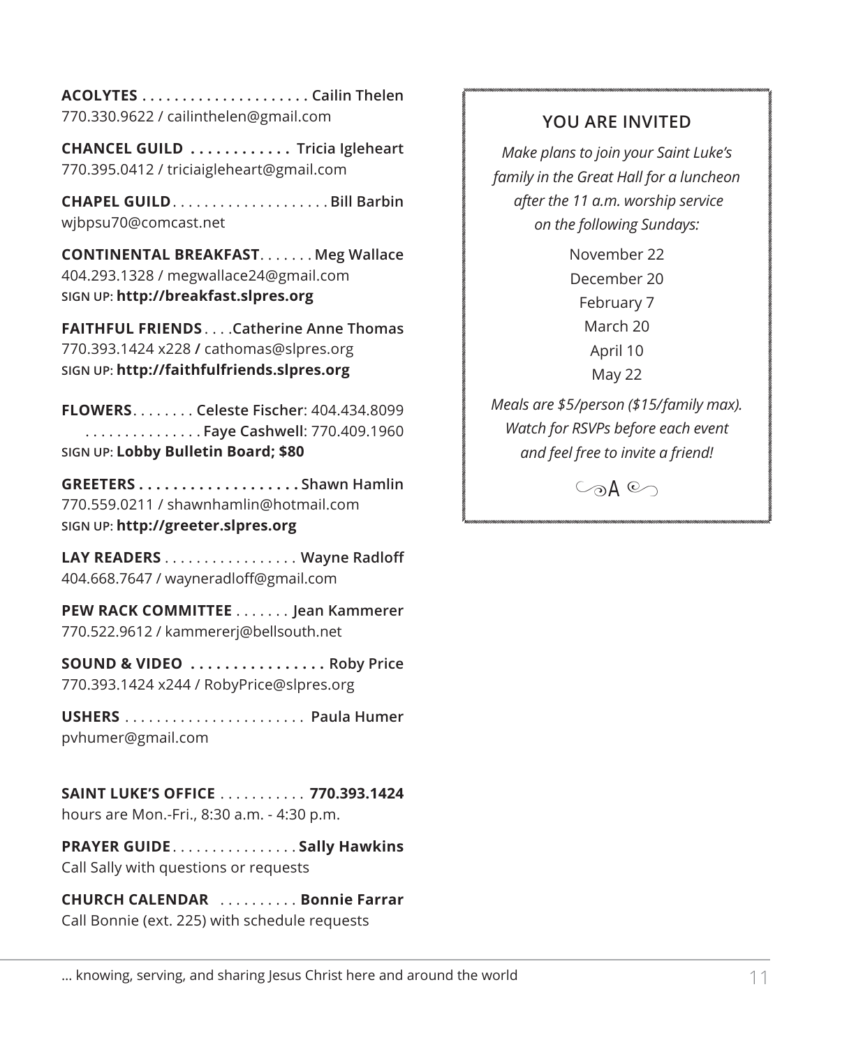**ACOLYTES** . . . . . . . . . . . . . . . . . . . . . **Cailin Thelen**
770.330.9622 / cailinthelen@gmail.com

**CHANCEL GUILD** . . . . . . . . . . . . **Tricia Igleheart**
770.395.0412 / triciaigleheart@gmail.com

**CHAPEL GUILD** . . . . . . . . . . . . . . . . . . . . **Bill Barbin**
wjbpsu70@comcast.net

**CONTINENTAL BREAKFAST** . . . . . . . **Meg Wallace**
404.293.1328 / megwallace24@gmail.com
SIGN UP: **http://breakfast.slpres.org**

**FAITHFUL FRIENDS** . . . .**Catherine Anne Thomas**
770.393.1424 x228 / cathomas@slpres.org
SIGN UP: **http://faithfulfriends.slpres.org**

**FLOWERS** . . . . . . . . **Celeste Fischer**: 404.434.8099
. . . . . . . . . . . . . . . **Faye Cashwell**: 770.409.1960
SIGN UP: **Lobby Bulletin Board; $80**

**GREETERS** . . . . . . . . . . . . . . . . . . . **Shawn Hamlin**
770.559.0211 / shawnhamlin@hotmail.com
SIGN UP: **http://greeter.slpres.org**

**LAY READERS** . . . . . . . . . . . . . . . . . **Wayne Radloff**
404.668.7647 / wayneradloff@gmail.com

**PEW RACK COMMITTEE** . . . . . . . **Jean Kammerer**
770.522.9612 / kammererj@bellsouth.net

**SOUND & VIDEO** . . . . . . . . . . . . . . . . **Roby Price**
770.393.1424 x244 / RobyPrice@slpres.org

**USHERS** . . . . . . . . . . . . . . . . . . . . . . . **Paula Humer**
pvhumer@gmail.com

**SAINT LUKE'S OFFICE** . . . . . . . . . . . **770.393.1424**
hours are Mon.-Fri., 8:30 a.m. - 4:30 p.m.

**PRAYER GUIDE** . . . . . . . . . . . . . . . . **Sally Hawkins**
Call Sally with questions or requests

**CHURCH CALENDAR** . . . . . . . . . . **Bonnie Farrar**
Call Bonnie (ext. 225) with schedule requests

## YOU ARE INVITED

*Make plans to join your Saint Luke's family in the Great Hall for a luncheon after the 11 a.m. worship service on the following Sundays:*

November 22
December 20
February 7
March 20
April 10
May 22

*Meals are $5/person ($15/family max). Watch for RSVPs before each event and feel free to invite a friend!*

... knowing, serving, and sharing Jesus Christ here and around the world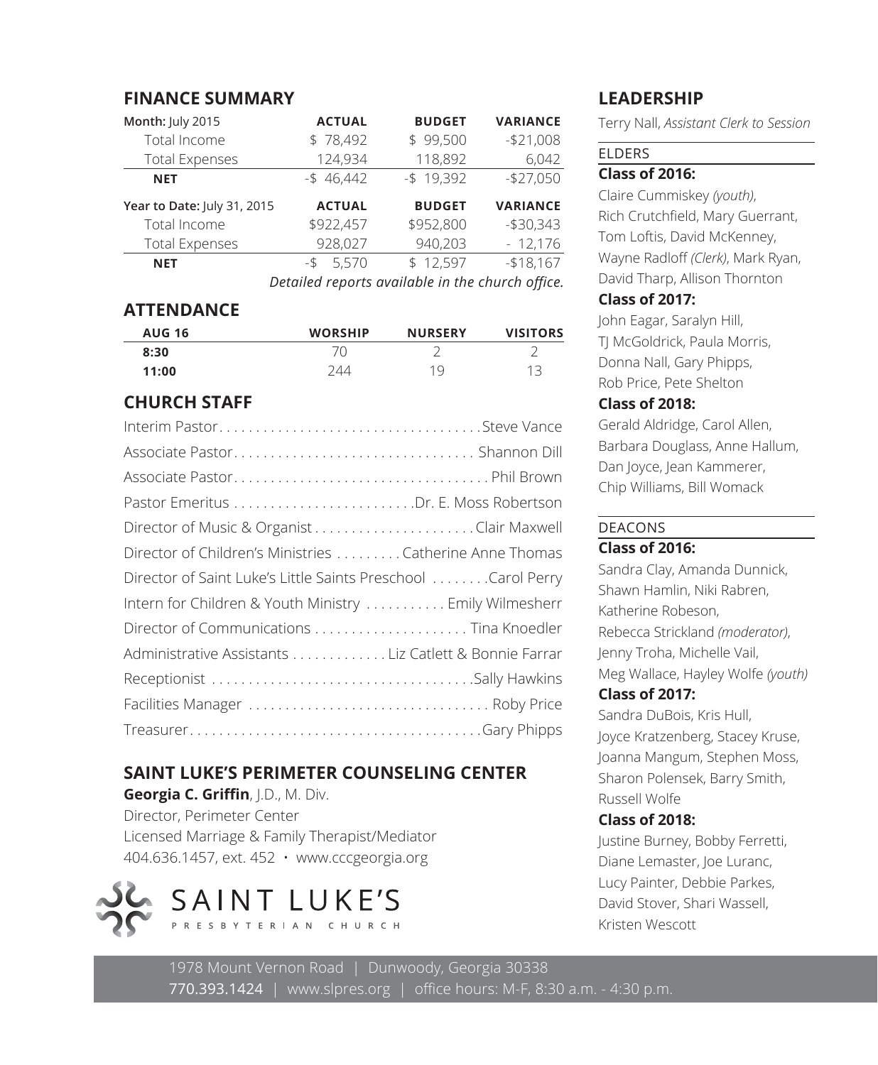## FINANCE SUMMARY

| Month: July 2015 | ACTUAL | BUDGET | VARIANCE |
|---|---|---|---|
| Total Income | $ 78,492 | $ 99,500 | -$21,008 |
| Total Expenses | 124,934 | 118,892 | 6,042 |
| **NET** | -$ 46,442 | -$ 19,392 | -$27,050 |
| **Year to Date: July 31, 2015** | **ACTUAL** | **BUDGET** | **VARIANCE** |
| Total Income | $922,457 | $952,800 | -$30,343 |
| Total Expenses | 928,027 | 940,203 | - 12,176 |
| **NET** | -$ 5,570 | $ 12,597 | -$18,167 |

*Detailed reports available in the church office.*

## ATTENDANCE

| AUG 16 | WORSHIP | NURSERY | VISITORS |
|---|---|---|---|
| **8:30** | 70 | 2 | 2 |
| **11:00** | 244 | 19 | 13 |

## CHURCH STAFF

Interim Pastor . . . . . . . . . . Steve Vance
Associate Pastor . . . . . . . . . . Shannon Dill
Associate Pastor . . . . . . . . . . Phil Brown
Pastor Emeritus . . . . . . . . . . Dr. E. Moss Robertson
Director of Music & Organist . . . . . . . . . . Clair Maxwell
Director of Children's Ministries . . . . . . . . . . Catherine Anne Thomas
Director of Saint Luke's Little Saints Preschool . . . . . . . . . . Carol Perry
Intern for Children & Youth Ministry . . . . . . . . . . Emily Wilmesherr
Director of Communications . . . . . . . . . . Tina Knoedler
Administrative Assistants . . . . . . . . . . Liz Catlett & Bonnie Farrar
Receptionist . . . . . . . . . . Sally Hawkins
Facilities Manager . . . . . . . . . . Roby Price
Treasurer . . . . . . . . . . Gary Phipps

## SAINT LUKE'S PERIMETER COUNSELING CENTER

**Georgia C. Griffin**, J.D., M. Div.
Director, Perimeter Center
Licensed Marriage & Family Therapist/Mediator
404.636.1457, ext. 452 • www.cccgeorgia.org

SAINT LUKE'S
PRESBYTERIAN CHURCH

## LEADERSHIP

Terry Nall, *Assistant Clerk to Session*

### ELDERS

**Class of 2016:**
Claire Cummiskey *(youth)*, Rich Crutchfield, Mary Guerrant, Tom Loftis, David McKenney, Wayne Radloff *(Clerk)*, Mark Ryan, David Tharp, Allison Thornton

**Class of 2017:**
John Eagar, Saralyn Hill, TJ McGoldrick, Paula Morris, Donna Nall, Gary Phipps, Rob Price, Pete Shelton

**Class of 2018:**
Gerald Aldridge, Carol Allen, Barbara Douglass, Anne Hallum, Dan Joyce, Jean Kammerer, Chip Williams, Bill Womack

### DEACONS

**Class of 2016:**
Sandra Clay, Amanda Dunnick, Shawn Hamlin, Niki Rabren, Katherine Robeson, Rebecca Strickland *(moderator)*, Jenny Troha, Michelle Vail, Meg Wallace, Hayley Wolfe *(youth)*

**Class of 2017:**
Sandra DuBois, Kris Hull, Joyce Kratzenberg, Stacey Kruse, Joanna Mangum, Stephen Moss, Sharon Polensek, Barry Smith, Russell Wolfe

**Class of 2018:**
Justine Burney, Bobby Ferretti, Diane Lemaster, Joe Luranc, Lucy Painter, Debbie Parkes, David Stover, Shari Wassell, Kristen Wescott

1978 Mount Vernon Road | Dunwoody, Georgia 30338
770.393.1424 | www.slpres.org | office hours: M-F, 8:30 a.m. - 4:30 p.m.